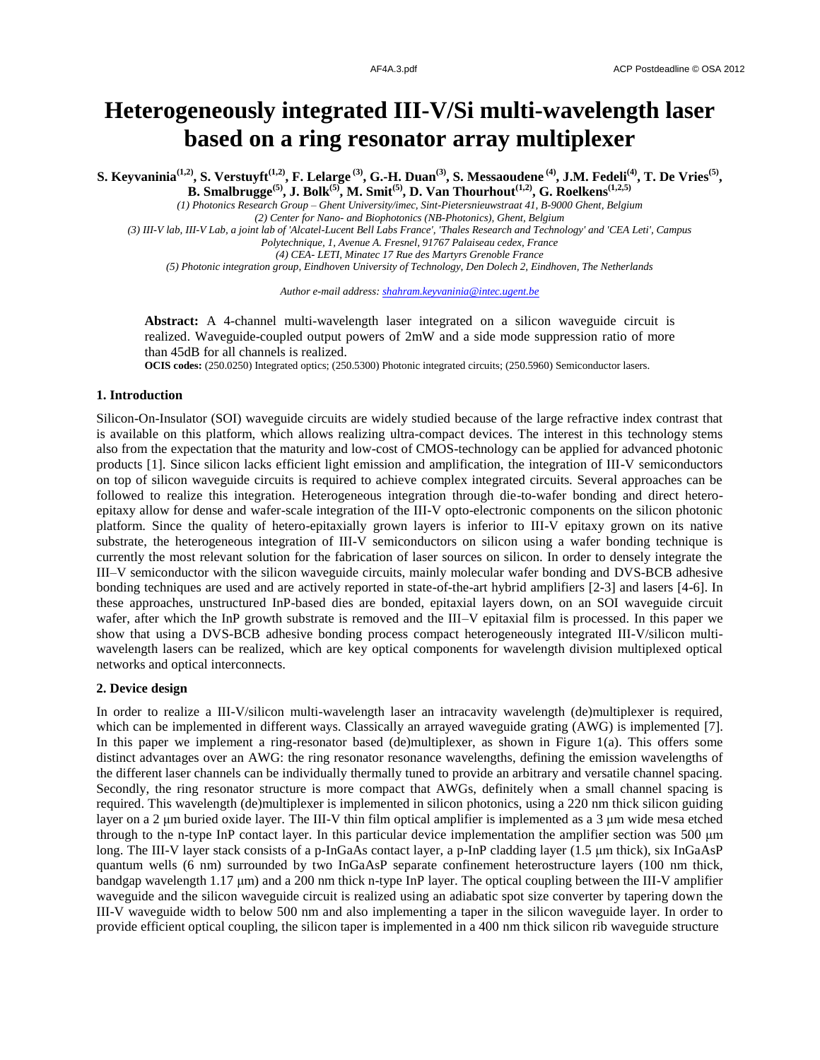# Heterogeneously integrated III-V/Si multi-wavelength laser based on a ring resonator array multiplexer

**S. Keyvaninia[1,2], S. Verstuyft[1,2], F. Lelarge [3], G.-H. Duan[3], S. Messaoudene [4], J.M. Fedeli[4], T. De Vries[5], B. Smalbrugge[5], J. Bolk[5], M. Smit[5], D. Van Thourhout[1,2], G. Roelkens[1,2,5]**

*(1) Photonics Research Group – Ghent University/imec, Sint-Pietersnieuwstraat 41, B-9000 Ghent, Belgium*
*(2) Center for Nano- and Biophotonics (NB-Photonics), Ghent, Belgium*
*(3) III-V lab, III-V Lab, a joint lab of 'Alcatel-Lucent Bell Labs France', 'Thales Research and Technology' and 'CEA Leti', Campus Polytechnique, 1, Avenue A. Fresnel, 91767 Palaiseau cedex, France*
*(4) CEA- LETI, Minatec 17 Rue des Martyrs Grenoble France*
*(5) Photonic integration group, Eindhoven University of Technology, Den Dolech 2, Eindhoven, The Netherlands*

*Author e-mail address: shahram.keyvaninia@intec.ugent.be*

**Abstract:** A 4-channel multi-wavelength laser integrated on a silicon waveguide circuit is realized. Waveguide-coupled output powers of 2mW and a side mode suppression ratio of more than 45dB for all channels is realized.

**OCIS codes:** (250.0250) Integrated optics; (250.5300) Photonic integrated circuits; (250.5960) Semiconductor lasers.

## 1. Introduction

Silicon-On-Insulator (SOI) waveguide circuits are widely studied because of the large refractive index contrast that is available on this platform, which allows realizing ultra-compact devices. The interest in this technology stems also from the expectation that the maturity and low-cost of CMOS-technology can be applied for advanced photonic products [1]. Since silicon lacks efficient light emission and amplification, the integration of III-V semiconductors on top of silicon waveguide circuits is required to achieve complex integrated circuits. Several approaches can be followed to realize this integration. Heterogeneous integration through die-to-wafer bonding and direct hetero-epitaxy allow for dense and wafer-scale integration of the III-V opto-electronic components on the silicon photonic platform. Since the quality of hetero-epitaxially grown layers is inferior to III-V epitaxy grown on its native substrate, the heterogeneous integration of III-V semiconductors on silicon using a wafer bonding technique is currently the most relevant solution for the fabrication of laser sources on silicon. In order to densely integrate the III–V semiconductor with the silicon waveguide circuits, mainly molecular wafer bonding and DVS-BCB adhesive bonding techniques are used and are actively reported in state-of-the-art hybrid amplifiers [2-3] and lasers [4-6]. In these approaches, unstructured InP-based dies are bonded, epitaxial layers down, on an SOI waveguide circuit wafer, after which the InP growth substrate is removed and the III–V epitaxial film is processed. In this paper we show that using a DVS-BCB adhesive bonding process compact heterogeneously integrated III-V/silicon multi-wavelength lasers can be realized, which are key optical components for wavelength division multiplexed optical networks and optical interconnects.

## 2. Device design

In order to realize a III-V/silicon multi-wavelength laser an intracavity wavelength (de)multiplexer is required, which can be implemented in different ways. Classically an arrayed waveguide grating (AWG) is implemented [7]. In this paper we implement a ring-resonator based (de)multiplexer, as shown in Figure 1(a). This offers some distinct advantages over an AWG: the ring resonator resonance wavelengths, defining the emission wavelengths of the different laser channels can be individually thermally tuned to provide an arbitrary and versatile channel spacing. Secondly, the ring resonator structure is more compact that AWGs, definitely when a small channel spacing is required. This wavelength (de)multiplexer is implemented in silicon photonics, using a 220 nm thick silicon guiding layer on a 2 μm buried oxide layer. The III-V thin film optical amplifier is implemented as a 3 μm wide mesa etched through to the n-type InP contact layer. In this particular device implementation the amplifier section was 500 μm long. The III-V layer stack consists of a p-InGaAs contact layer, a p-InP cladding layer (1.5 μm thick), six InGaAsP quantum wells (6 nm) surrounded by two InGaAsP separate confinement heterostructure layers (100 nm thick, bandgap wavelength 1.17 μm) and a 200 nm thick n-type InP layer. The optical coupling between the III-V amplifier waveguide and the silicon waveguide circuit is realized using an adiabatic spot size converter by tapering down the III-V waveguide width to below 500 nm and also implementing a taper in the silicon waveguide layer. In order to provide efficient optical coupling, the silicon taper is implemented in a 400 nm thick silicon rib waveguide structure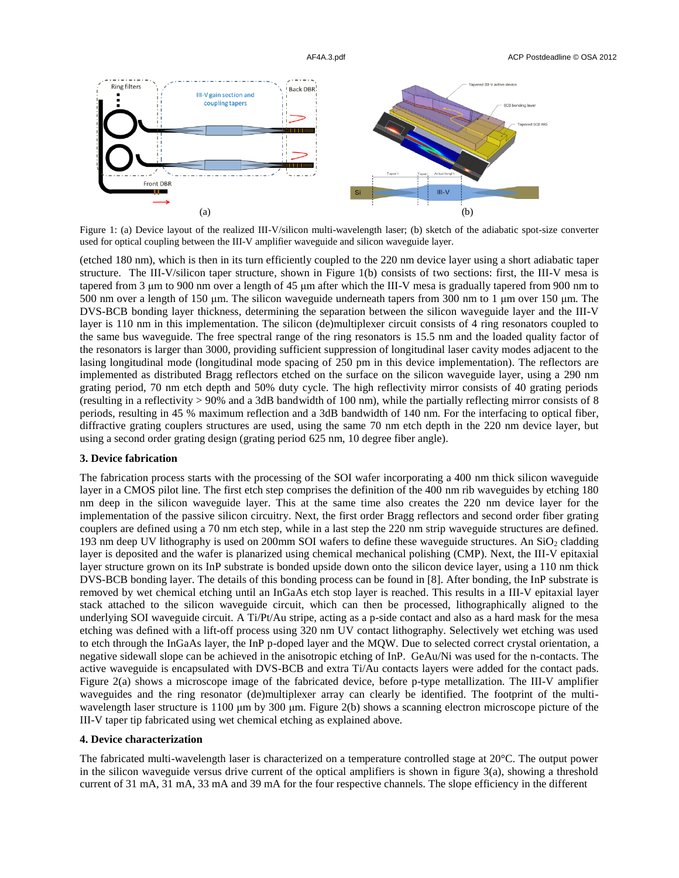Figure 1: (a) Device layout of the realized III-V/silicon multi-wavelength laser; (b) sketch of the adiabatic spot-size converter used for optical coupling between the III-V amplifier waveguide and silicon waveguide layer.

(etched 180 nm), which is then in its turn efficiently coupled to the 220 nm device layer using a short adiabatic taper structure. The III-V/silicon taper structure, shown in Figure 1(b) consists of two sections: first, the III-V mesa is tapered from 3 µm to 900 nm over a length of 45 µm after which the III-V mesa is gradually tapered from 900 nm to 500 nm over a length of 150 µm. The silicon waveguide underneath tapers from 300 nm to 1 µm over 150 µm. The DVS-BCB bonding layer thickness, determining the separation between the silicon waveguide layer and the III-V layer is 110 nm in this implementation. The silicon (de)multiplexer circuit consists of 4 ring resonators coupled to the same bus waveguide. The free spectral range of the ring resonators is 15.5 nm and the loaded quality factor of the resonators is larger than 3000, providing sufficient suppression of longitudinal laser cavity modes adjacent to the lasing longitudinal mode (longitudinal mode spacing of 250 pm in this device implementation). The reflectors are implemented as distributed Bragg reflectors etched on the surface on the silicon waveguide layer, using a 290 nm grating period, 70 nm etch depth and 50% duty cycle. The high reflectivity mirror consists of 40 grating periods (resulting in a reflectivity > 90% and a 3dB bandwidth of 100 nm), while the partially reflecting mirror consists of 8 periods, resulting in 45 % maximum reflection and a 3dB bandwidth of 140 nm. For the interfacing to optical fiber, diffractive grating couplers structures are used, using the same 70 nm etch depth in the 220 nm device layer, but using a second order grating design (grating period 625 nm, 10 degree fiber angle).

### 3. Device fabrication

The fabrication process starts with the processing of the SOI wafer incorporating a 400 nm thick silicon waveguide layer in a CMOS pilot line. The first etch step comprises the definition of the 400 nm rib waveguides by etching 180 nm deep in the silicon waveguide layer. This at the same time also creates the 220 nm device layer for the implementation of the passive silicon circuitry. Next, the first order Bragg reflectors and second order fiber grating couplers are defined using a 70 nm etch step, while in a last step the 220 nm strip waveguide structures are defined. 193 nm deep UV lithography is used on 200mm SOI wafers to define these waveguide structures. An $SiO_2$ cladding layer is deposited and the wafer is planarized using chemical mechanical polishing (CMP). Next, the III-V epitaxial layer structure grown on its InP substrate is bonded upside down onto the silicon device layer, using a 110 nm thick DVS-BCB bonding layer. The details of this bonding process can be found in [8]. After bonding, the InP substrate is removed by wet chemical etching until an InGaAs etch stop layer is reached. This results in a III-V epitaxial layer stack attached to the silicon waveguide circuit, which can then be processed, lithographically aligned to the underlying SOI waveguide circuit. A Ti/Pt/Au stripe, acting as a p-side contact and also as a hard mask for the mesa etching was defined with a lift-off process using 320 nm UV contact lithography. Selectively wet etching was used to etch through the InGaAs layer, the InP p-doped layer and the MQW. Due to selected correct crystal orientation, a negative sidewall slope can be achieved in the anisotropic etching of InP. GeAu/Ni was used for the n-contacts. The active waveguide is encapsulated with DVS-BCB and extra Ti/Au contacts layers were added for the contact pads. Figure 2(a) shows a microscope image of the fabricated device, before p-type metallization. The III-V amplifier waveguides and the ring resonator (de)multiplexer array can clearly be identified. The footprint of the multi-wavelength laser structure is 1100 µm by 300 µm. Figure 2(b) shows a scanning electron microscope picture of the III-V taper tip fabricated using wet chemical etching as explained above.

### 4. Device characterization

The fabricated multi-wavelength laser is characterized on a temperature controlled stage at 20°C. The output power in the silicon waveguide versus drive current of the optical amplifiers is shown in figure 3(a), showing a threshold current of 31 mA, 31 mA, 33 mA and 39 mA for the four respective channels. The slope efficiency in the different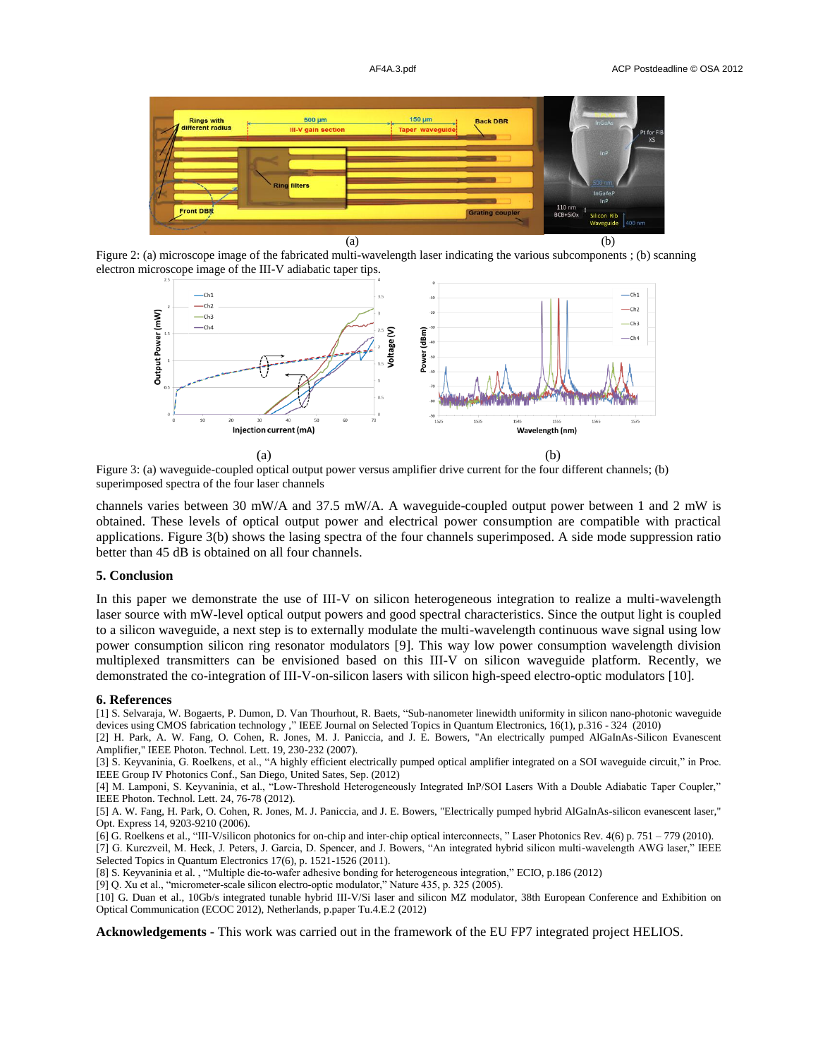Rings with different radius

500 µm

III-V gain section

150 µm

Taper waveguide

Back DBR

Ring filters

Front DBR

Grating coupler

InGaAs

Pt for FIB XS

InP

500 nm

InGaAsP

InP

110 nm

BCB+SiOx

Silicon Rib Waveguide

400 nm

(a) (b)

Figure 2: (a) microscope image of the fabricated multi-wavelength laser indicating the various subcomponents ; (b) scanning electron microscope image of the III-V adiabatic taper tips.

Ch1
Ch2
Ch3
Ch4

Output Power (mW)

Voltage (V)

Injection current (mA)

Power (dBm)

Wavelength (nm)

(a) (b)

Figure 3: (a) waveguide-coupled optical output power versus amplifier drive current for the four different channels; (b) superimposed spectra of the four laser channels

channels varies between 30 mW/A and 37.5 mW/A. A waveguide-coupled output power between 1 and 2 mW is obtained. These levels of optical output power and electrical power consumption are compatible with practical applications. Figure 3(b) shows the lasing spectra of the four channels superimposed. A side mode suppression ratio better than 45 dB is obtained on all four channels.

## 5. Conclusion

In this paper we demonstrate the use of III-V on silicon heterogeneous integration to realize a multi-wavelength laser source with mW-level optical output powers and good spectral characteristics. Since the output light is coupled to a silicon waveguide, a next step is to externally modulate the multi-wavelength continuous wave signal using low power consumption silicon ring resonator modulators [9]. This way low power consumption wavelength division multiplexed transmitters can be envisioned based on this III-V on silicon waveguide platform. Recently, we demonstrated the co-integration of III-V-on-silicon lasers with silicon high-speed electro-optic modulators [10].

## 6. References

[1] S. Selvaraja, W. Bogaerts, P. Dumon, D. Van Thourhout, R. Baets, "Sub-nanometer linewidth uniformity in silicon nano-photonic waveguide devices using CMOS fabrication technology ," IEEE Journal on Selected Topics in Quantum Electronics, 16(1), p.316 - 324 (2010)

[2] H. Park, A. W. Fang, O. Cohen, R. Jones, M. J. Paniccia, and J. E. Bowers, "An electrically pumped AlGaInAs-Silicon Evanescent Amplifier," IEEE Photon. Technol. Lett. 19, 230-232 (2007).

[3] S. Keyvaninia, G. Roelkens, et al., "A highly efficient electrically pumped optical amplifier integrated on a SOI waveguide circuit," in Proc. IEEE Group IV Photonics Conf., San Diego, United Sates, Sep. (2012)

[4] M. Lamponi, S. Keyvaninia, et al., "Low-Threshold Heterogeneously Integrated InP/SOI Lasers With a Double Adiabatic Taper Coupler," IEEE Photon. Technol. Lett. 24, 76-78 (2012).

[5] A. W. Fang, H. Park, O. Cohen, R. Jones, M. J. Paniccia, and J. E. Bowers, "Electrically pumped hybrid AlGaInAs-silicon evanescent laser," Opt. Express 14, 9203-9210 (2006).

[6] G. Roelkens et al., "III-V/silicon photonics for on-chip and inter-chip optical interconnects, " Laser Photonics Rev. 4(6) p. 751 – 779 (2010).

[7] G. Kurczveil, M. Heck, J. Peters, J. Garcia, D. Spencer, and J. Bowers, "An integrated hybrid silicon multi-wavelength AWG laser," IEEE Selected Topics in Quantum Electronics 17(6), p. 1521-1526 (2011).

[8] S. Keyvaninia et al. , "Multiple die-to-wafer adhesive bonding for heterogeneous integration," ECIO, p.186 (2012)

[9] Q. Xu et al., "micrometer-scale silicon electro-optic modulator," Nature 435, p. 325 (2005).

[10] G. Duan et al., 10Gb/s integrated tunable hybrid III-V/Si laser and silicon MZ modulator, 38th European Conference and Exhibition on Optical Communication (ECOC 2012), Netherlands, p.paper Tu.4.E.2 (2012)

**Acknowledgements -** This work was carried out in the framework of the EU FP7 integrated project HELIOS.